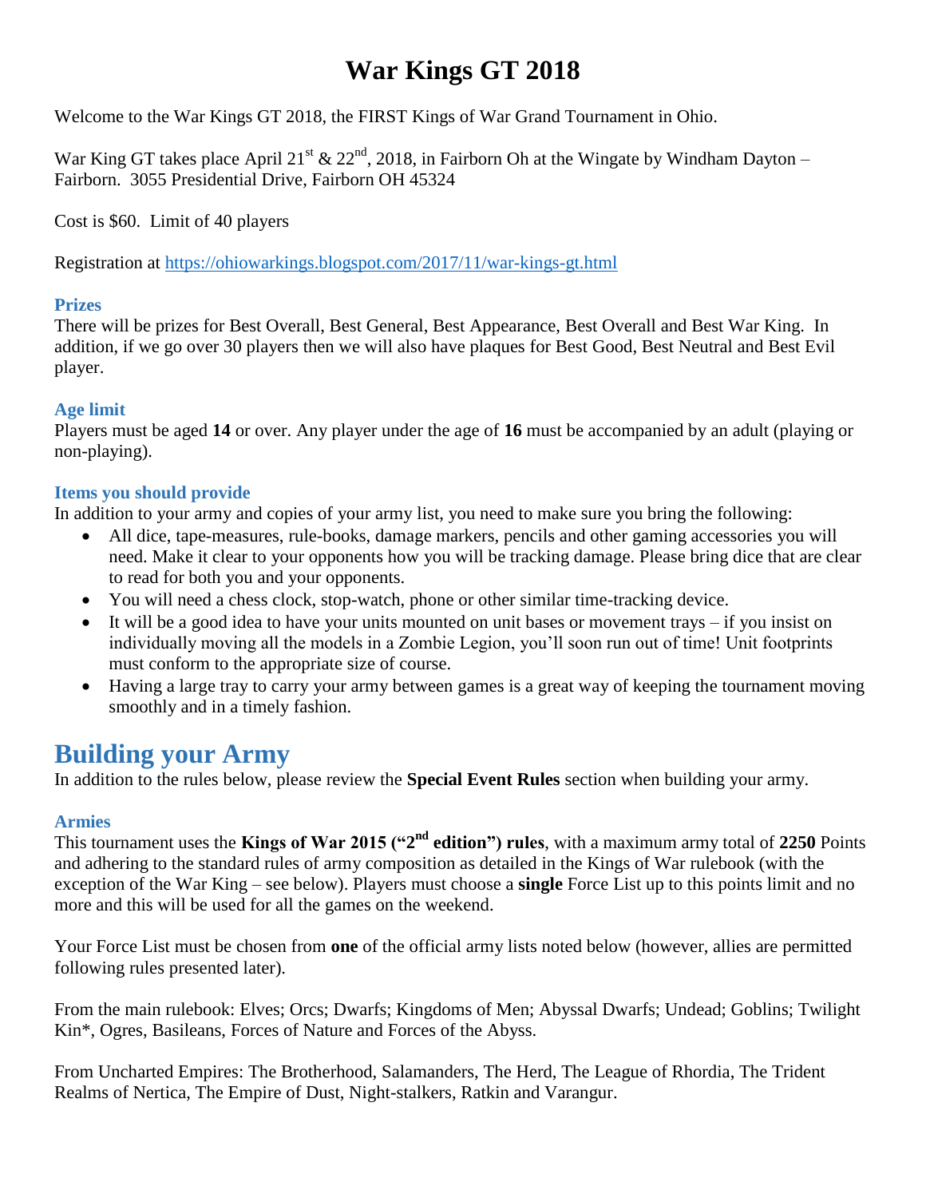# War Kings GT 2018

Welcome to the War Kings GT 2018, the FIRST Kings of War Grand Tournament in Ohio.

War King GT takes place April 21st & 22nd, 2018, in Fairborn Oh at the Wingate by Windham Dayton – Fairborn. 3055 Presidential Drive, Fairborn OH 45324

Cost is $60. Limit of 40 players

Registration at https://ohiowarkings.blogspot.com/2017/11/war-kings-gt.html

### Prizes

There will be prizes for Best Overall, Best General, Best Appearance, Best Overall and Best War King. In addition, if we go over 30 players then we will also have plaques for Best Good, Best Neutral and Best Evil player.

### Age limit

Players must be aged **14** or over. Any player under the age of **16** must be accompanied by an adult (playing or non-playing).

### Items you should provide

In addition to your army and copies of your army list, you need to make sure you bring the following:

- All dice, tape-measures, rule-books, damage markers, pencils and other gaming accessories you will need. Make it clear to your opponents how you will be tracking damage. Please bring dice that are clear to read for both you and your opponents.
- You will need a chess clock, stop-watch, phone or other similar time-tracking device.
- It will be a good idea to have your units mounted on unit bases or movement trays – if you insist on individually moving all the models in a Zombie Legion, you'll soon run out of time! Unit footprints must conform to the appropriate size of course.
- Having a large tray to carry your army between games is a great way of keeping the tournament moving smoothly and in a timely fashion.

## Building your Army

In addition to the rules below, please review the **Special Event Rules** section when building your army.

### Armies

This tournament uses the **Kings of War 2015 ("2nd edition") rules**, with a maximum army total of **2250** Points and adhering to the standard rules of army composition as detailed in the Kings of War rulebook (with the exception of the War King – see below). Players must choose a **single** Force List up to this points limit and no more and this will be used for all the games on the weekend.

Your Force List must be chosen from **one** of the official army lists noted below (however, allies are permitted following rules presented later).

From the main rulebook: Elves; Orcs; Dwarfs; Kingdoms of Men; Abyssal Dwarfs; Undead; Goblins; Twilight Kin*, Ogres, Basileans, Forces of Nature and Forces of the Abyss.

From Uncharted Empires: The Brotherhood, Salamanders, The Herd, The League of Rhordia, The Trident Realms of Nertica, The Empire of Dust, Night-stalkers, Ratkin and Varangur.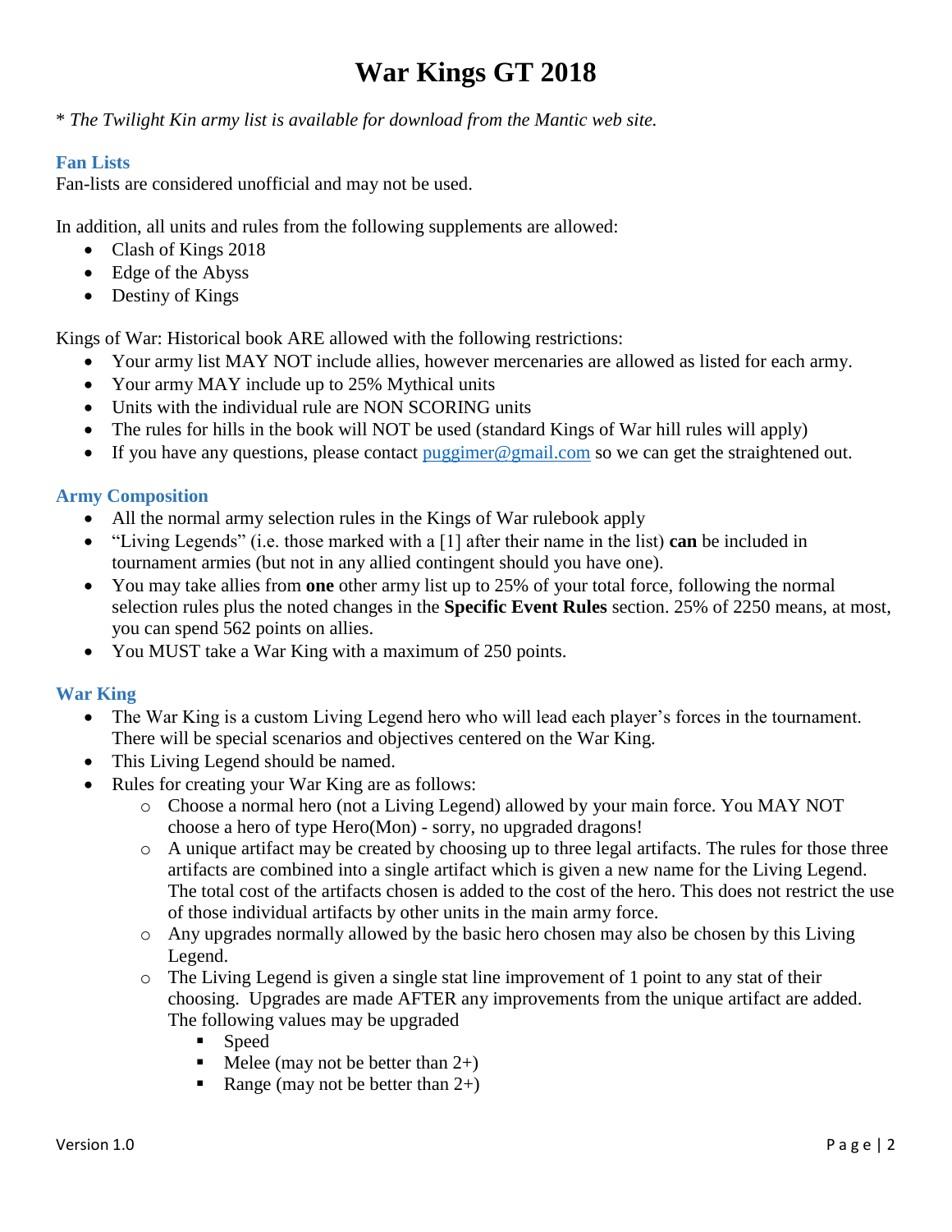# War Kings GT 2018

* *The Twilight Kin army list is available for download from the Mantic web site.*

## Fan Lists

Fan-lists are considered unofficial and may not be used.

In addition, all units and rules from the following supplements are allowed:

- Clash of Kings 2018
- Edge of the Abyss
- Destiny of Kings

Kings of War: Historical book ARE allowed with the following restrictions:

- Your army list MAY NOT include allies, however mercenaries are allowed as listed for each army.
- Your army MAY include up to 25% Mythical units
- Units with the individual rule are NON SCORING units
- The rules for hills in the book will NOT be used (standard Kings of War hill rules will apply)
- If you have any questions, please contact [puggimer@gmail.com](mailto:puggimer@gmail.com) so we can get the straightened out.

## Army Composition

- All the normal army selection rules in the Kings of War rulebook apply
- "Living Legends" (i.e. those marked with a [1] after their name in the list) **can** be included in tournament armies (but not in any allied contingent should you have one).
- You may take allies from **one** other army list up to 25% of your total force, following the normal selection rules plus the noted changes in the **Specific Event Rules** section. 25% of 2250 means, at most, you can spend 562 points on allies.
- You MUST take a War King with a maximum of 250 points.

## War King

- The War King is a custom Living Legend hero who will lead each player's forces in the tournament. There will be special scenarios and objectives centered on the War King.
- This Living Legend should be named.
- Rules for creating your War King are as follows:
  - Choose a normal hero (not a Living Legend) allowed by your main force. You MAY NOT choose a hero of type Hero(Mon) - sorry, no upgraded dragons!
  - A unique artifact may be created by choosing up to three legal artifacts. The rules for those three artifacts are combined into a single artifact which is given a new name for the Living Legend. The total cost of the artifacts chosen is added to the cost of the hero. This does not restrict the use of those individual artifacts by other units in the main army force.
  - Any upgrades normally allowed by the basic hero chosen may also be chosen by this Living Legend.
  - The Living Legend is given a single stat line improvement of 1 point to any stat of their choosing. Upgrades are made AFTER any improvements from the unique artifact are added. The following values may be upgraded
    - Speed
    - Melee (may not be better than 2+)
    - Range (may not be better than 2+)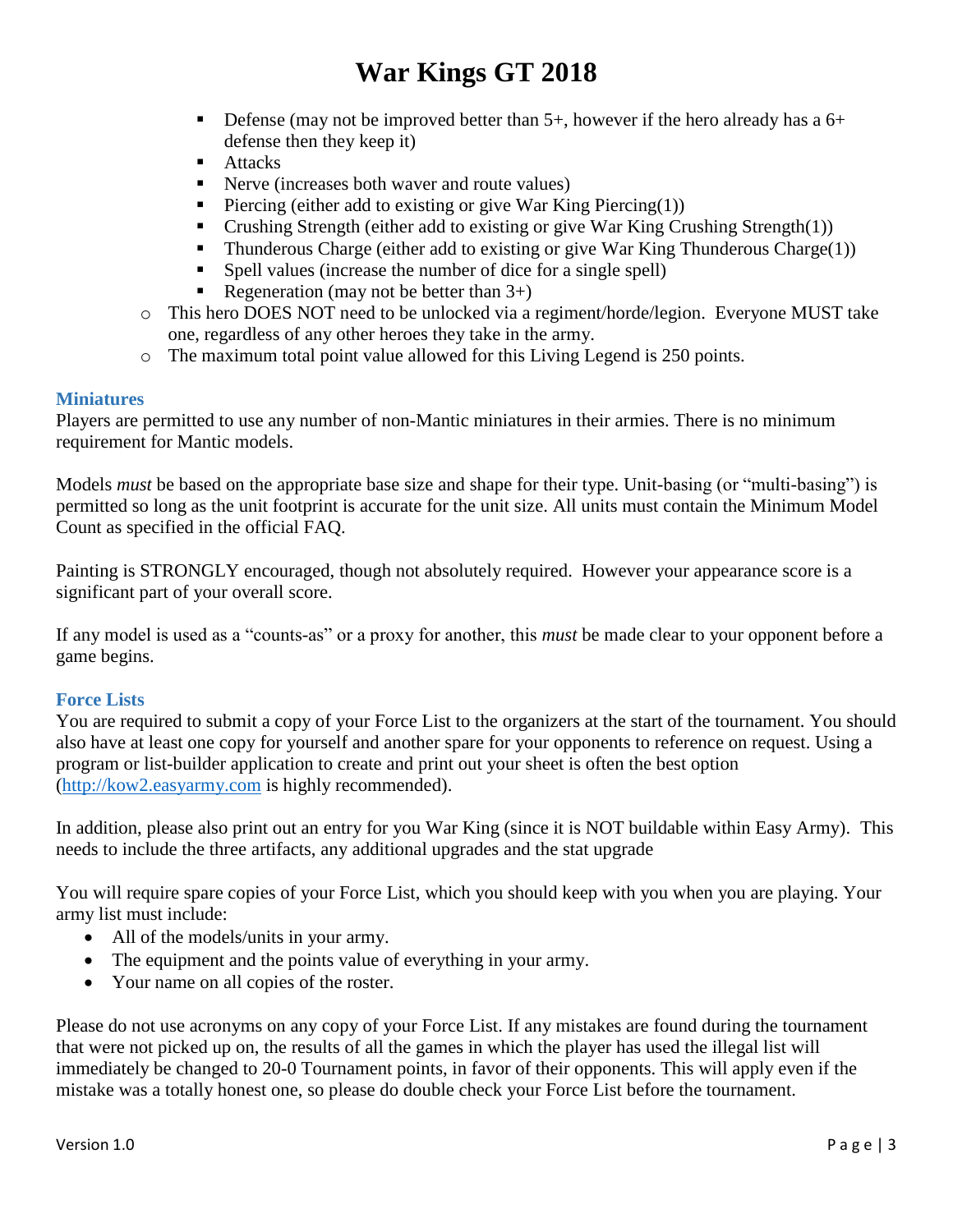- Defense (may not be improved better than 5+, however if the hero already has a 6+ defense then they keep it)
    - Attacks
    - Nerve (increases both waver and route values)
    - Piercing (either add to existing or give War King Piercing(1))
    - Crushing Strength (either add to existing or give War King Crushing Strength(1))
    - Thunderous Charge (either add to existing or give War King Thunderous Charge(1))
    - Spell values (increase the number of dice for a single spell)
    - Regeneration (may not be better than 3+)
  - This hero DOES NOT need to be unlocked via a regiment/horde/legion. Everyone MUST take one, regardless of any other heroes they take in the army.
  - The maximum total point value allowed for this Living Legend is 250 points.

### Miniatures

Players are permitted to use any number of non-Mantic miniatures in their armies. There is no minimum requirement for Mantic models.

Models *must* be based on the appropriate base size and shape for their type. Unit-basing (or "multi-basing") is permitted so long as the unit footprint is accurate for the unit size. All units must contain the Minimum Model Count as specified in the official FAQ.

Painting is STRONGLY encouraged, though not absolutely required. However your appearance score is a significant part of your overall score.

If any model is used as a "counts-as" or a proxy for another, this *must* be made clear to your opponent before a game begins.

### Force Lists

You are required to submit a copy of your Force List to the organizers at the start of the tournament. You should also have at least one copy for yourself and another spare for your opponents to reference on request. Using a program or list-builder application to create and print out your sheet is often the best option (http://kow2.easyarmy.com is highly recommended).

In addition, please also print out an entry for you War King (since it is NOT buildable within Easy Army). This needs to include the three artifacts, any additional upgrades and the stat upgrade

You will require spare copies of your Force List, which you should keep with you when you are playing. Your army list must include:

- All of the models/units in your army.
- The equipment and the points value of everything in your army.
- Your name on all copies of the roster.

Please do not use acronyms on any copy of your Force List. If any mistakes are found during the tournament that were not picked up on, the results of all the games in which the player has used the illegal list will immediately be changed to 20-0 Tournament points, in favor of their opponents. This will apply even if the mistake was a totally honest one, so please do double check your Force List before the tournament.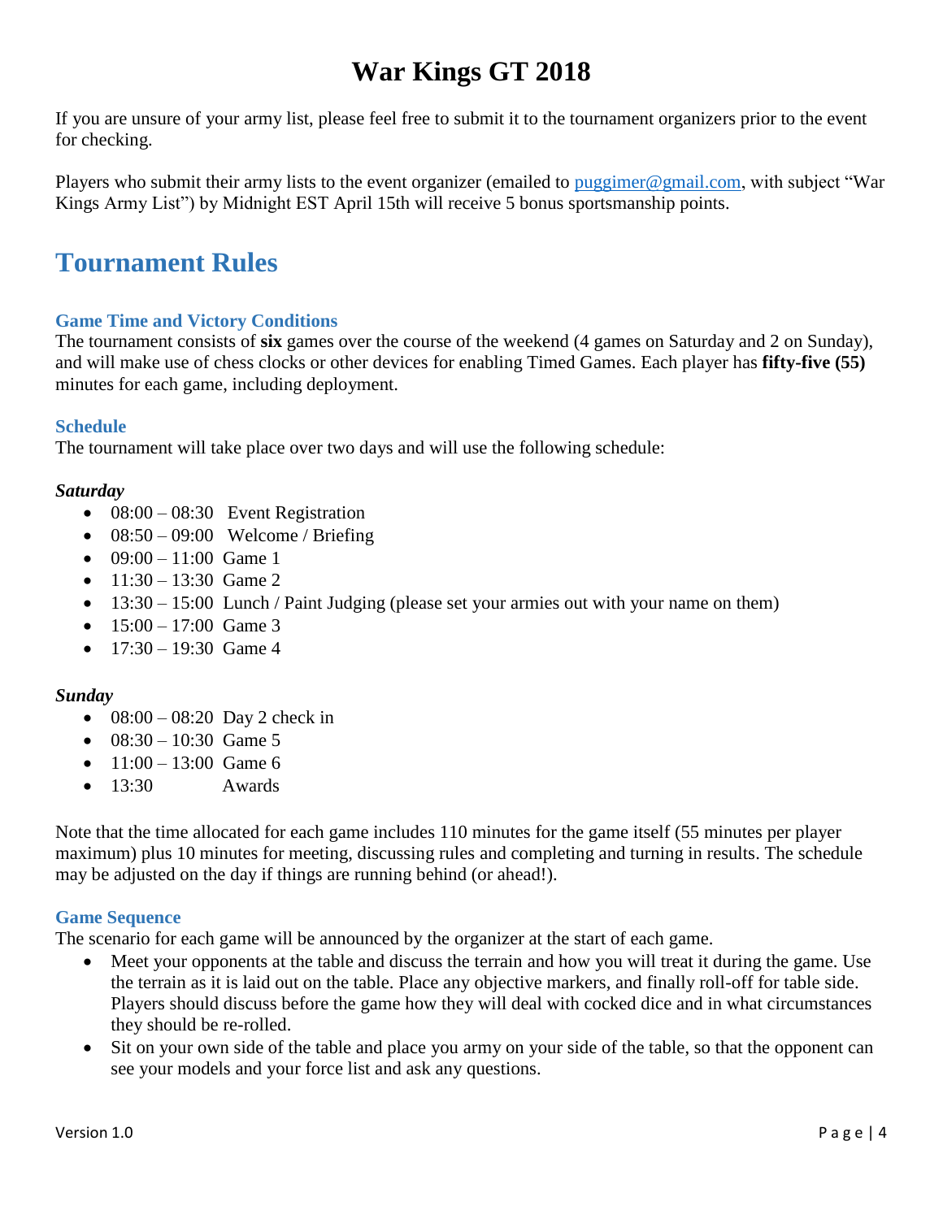# War Kings GT 2018

If you are unsure of your army list, please feel free to submit it to the tournament organizers prior to the event for checking.

Players who submit their army lists to the event organizer (emailed to puggimer@gmail.com, with subject "War Kings Army List") by Midnight EST April 15th will receive 5 bonus sportsmanship points.

## Tournament Rules

### Game Time and Victory Conditions

The tournament consists of **six** games over the course of the weekend (4 games on Saturday and 2 on Sunday), and will make use of chess clocks or other devices for enabling Timed Games. Each player has **fifty-five (55)** minutes for each game, including deployment.

### Schedule

The tournament will take place over two days and will use the following schedule:

***Saturday***

- 08:00 – 08:30 Event Registration
- 08:50 – 09:00 Welcome / Briefing
- 09:00 – 11:00 Game 1
- 11:30 – 13:30 Game 2
- 13:30 – 15:00 Lunch / Paint Judging (please set your armies out with your name on them)
- 15:00 – 17:00 Game 3
- 17:30 – 19:30 Game 4

***Sunday***

- 08:00 – 08:20 Day 2 check in
- 08:30 – 10:30 Game 5
- 11:00 – 13:00 Game 6
- 13:30 Awards

Note that the time allocated for each game includes 110 minutes for the game itself (55 minutes per player maximum) plus 10 minutes for meeting, discussing rules and completing and turning in results. The schedule may be adjusted on the day if things are running behind (or ahead!).

### Game Sequence

The scenario for each game will be announced by the organizer at the start of each game.

- Meet your opponents at the table and discuss the terrain and how you will treat it during the game. Use the terrain as it is laid out on the table. Place any objective markers, and finally roll-off for table side. Players should discuss before the game how they will deal with cocked dice and in what circumstances they should be re-rolled.
- Sit on your own side of the table and place you army on your side of the table, so that the opponent can see your models and your force list and ask any questions.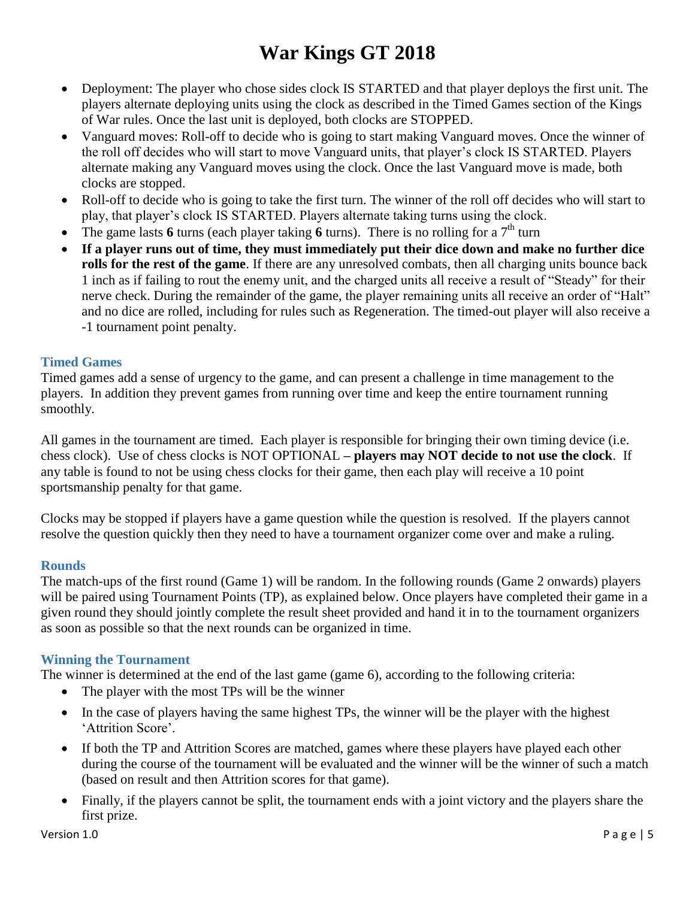- Deployment: The player who chose sides clock IS STARTED and that player deploys the first unit. The players alternate deploying units using the clock as described in the Timed Games section of the Kings of War rules. Once the last unit is deployed, both clocks are STOPPED.
- Vanguard moves: Roll-off to decide who is going to start making Vanguard moves. Once the winner of the roll off decides who will start to move Vanguard units, that player's clock IS STARTED. Players alternate making any Vanguard moves using the clock. Once the last Vanguard move is made, both clocks are stopped.
- Roll-off to decide who is going to take the first turn. The winner of the roll off decides who will start to play, that player's clock IS STARTED. Players alternate taking turns using the clock.
- The game lasts **6** turns (each player taking **6** turns). There is no rolling for a 7th turn
- **If a player runs out of time, they must immediately put their dice down and make no further dice rolls for the rest of the game**. If there are any unresolved combats, then all charging units bounce back 1 inch as if failing to rout the enemy unit, and the charged units all receive a result of "Steady" for their nerve check. During the remainder of the game, the player remaining units all receive an order of "Halt" and no dice are rolled, including for rules such as Regeneration. The timed-out player will also receive a -1 tournament point penalty.

## Timed Games

Timed games add a sense of urgency to the game, and can present a challenge in time management to the players. In addition they prevent games from running over time and keep the entire tournament running smoothly.

All games in the tournament are timed. Each player is responsible for bringing their own timing device (i.e. chess clock). Use of chess clocks is NOT OPTIONAL **– players may NOT decide to not use the clock**. If any table is found to not be using chess clocks for their game, then each play will receive a 10 point sportsmanship penalty for that game.

Clocks may be stopped if players have a game question while the question is resolved. If the players cannot resolve the question quickly then they need to have a tournament organizer come over and make a ruling.

## Rounds

The match-ups of the first round (Game 1) will be random. In the following rounds (Game 2 onwards) players will be paired using Tournament Points (TP), as explained below. Once players have completed their game in a given round they should jointly complete the result sheet provided and hand it in to the tournament organizers as soon as possible so that the next rounds can be organized in time.

## Winning the Tournament

The winner is determined at the end of the last game (game 6), according to the following criteria:

- The player with the most TPs will be the winner
- In the case of players having the same highest TPs, the winner will be the player with the highest 'Attrition Score'.
- If both the TP and Attrition Scores are matched, games where these players have played each other during the course of the tournament will be evaluated and the winner will be the winner of such a match (based on result and then Attrition scores for that game).
- Finally, if the players cannot be split, the tournament ends with a joint victory and the players share the first prize.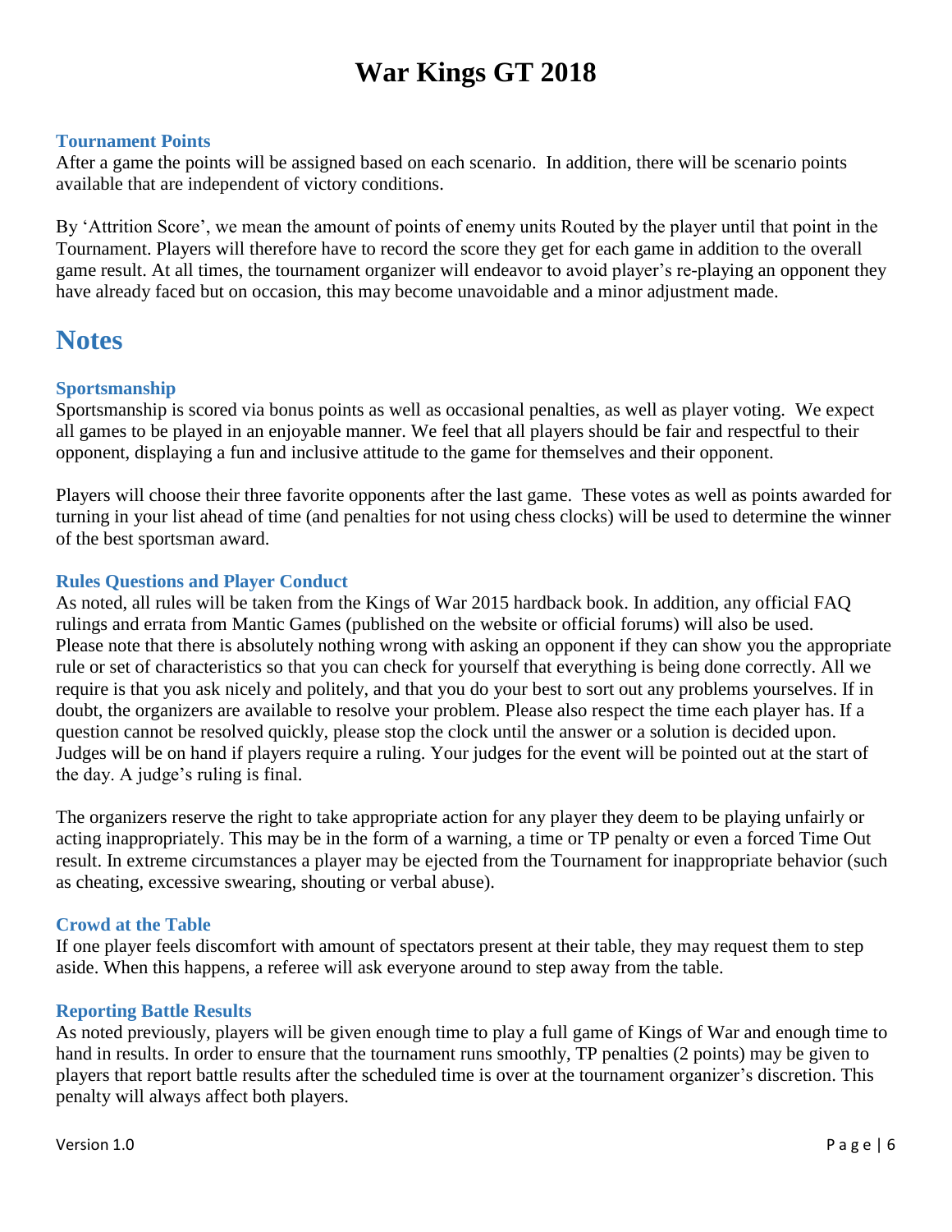# War Kings GT 2018

### Tournament Points

After a game the points will be assigned based on each scenario. In addition, there will be scenario points available that are independent of victory conditions.

By 'Attrition Score', we mean the amount of points of enemy units Routed by the player until that point in the Tournament. Players will therefore have to record the score they get for each game in addition to the overall game result. At all times, the tournament organizer will endeavor to avoid player's re-playing an opponent they have already faced but on occasion, this may become unavoidable and a minor adjustment made.

## Notes

### Sportsmanship

Sportsmanship is scored via bonus points as well as occasional penalties, as well as player voting. We expect all games to be played in an enjoyable manner. We feel that all players should be fair and respectful to their opponent, displaying a fun and inclusive attitude to the game for themselves and their opponent.

Players will choose their three favorite opponents after the last game. These votes as well as points awarded for turning in your list ahead of time (and penalties for not using chess clocks) will be used to determine the winner of the best sportsman award.

### Rules Questions and Player Conduct

As noted, all rules will be taken from the Kings of War 2015 hardback book. In addition, any official FAQ rulings and errata from Mantic Games (published on the website or official forums) will also be used. Please note that there is absolutely nothing wrong with asking an opponent if they can show you the appropriate rule or set of characteristics so that you can check for yourself that everything is being done correctly. All we require is that you ask nicely and politely, and that you do your best to sort out any problems yourselves. If in doubt, the organizers are available to resolve your problem. Please also respect the time each player has. If a question cannot be resolved quickly, please stop the clock until the answer or a solution is decided upon. Judges will be on hand if players require a ruling. Your judges for the event will be pointed out at the start of the day. A judge's ruling is final.

The organizers reserve the right to take appropriate action for any player they deem to be playing unfairly or acting inappropriately. This may be in the form of a warning, a time or TP penalty or even a forced Time Out result. In extreme circumstances a player may be ejected from the Tournament for inappropriate behavior (such as cheating, excessive swearing, shouting or verbal abuse).

### Crowd at the Table

If one player feels discomfort with amount of spectators present at their table, they may request them to step aside. When this happens, a referee will ask everyone around to step away from the table.

### Reporting Battle Results

As noted previously, players will be given enough time to play a full game of Kings of War and enough time to hand in results. In order to ensure that the tournament runs smoothly, TP penalties (2 points) may be given to players that report battle results after the scheduled time is over at the tournament organizer's discretion. This penalty will always affect both players.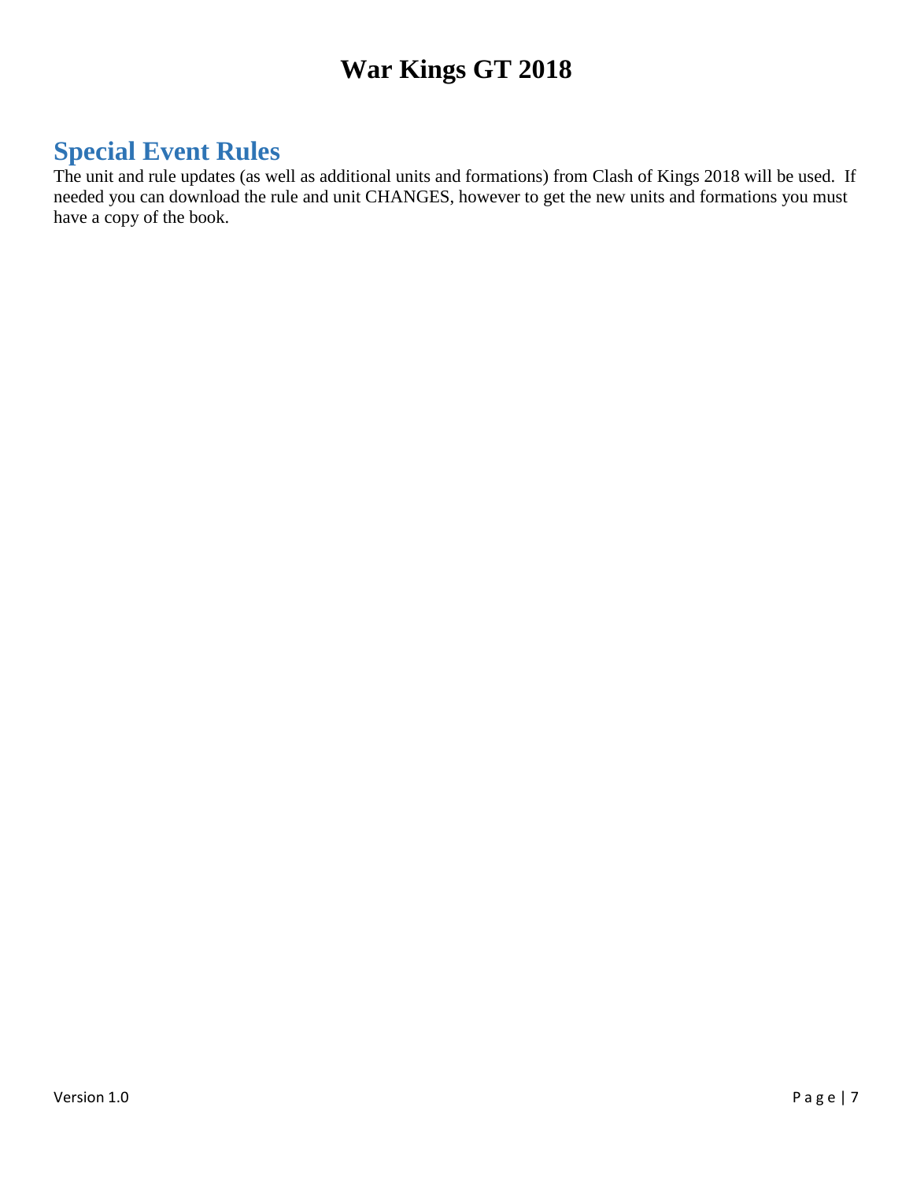## Special Event Rules

The unit and rule updates (as well as additional units and formations) from Clash of Kings 2018 will be used. If needed you can download the rule and unit CHANGES, however to get the new units and formations you must have a copy of the book.